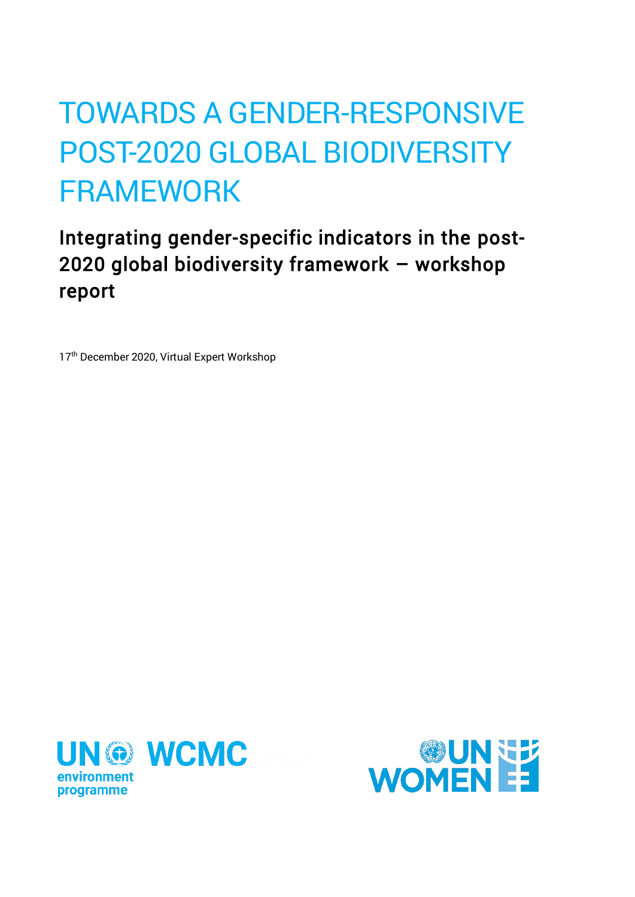# TOWARDS A GENDER-RESPONSIVE POST-2020 GLOBAL BIODIVERSITY FRAMEWORK

## Integrating gender-specific indicators in the post-2020 global biodiversity framework – workshop report

17th December 2020, Virtual Expert Workshop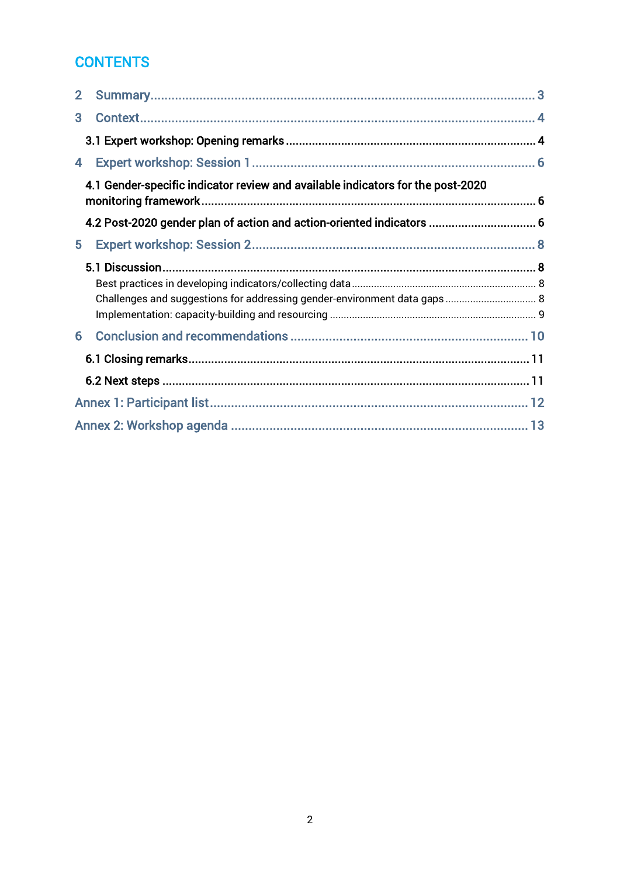# CONTENTS

2 Summary ........................................ 3

3 Context ........................................ 4

- 3.1 Expert workshop: Opening remarks ........................................ 4

4 Expert workshop: Session 1 ........................................ 6

- 4.1 Gender-specific indicator review and available indicators for the post-2020 monitoring framework ........................................ 6
- 4.2 Post-2020 gender plan of action and action-oriented indicators ........................................ 6

5 Expert workshop: Session 2 ........................................ 8

- 5.1 Discussion ........................................ 8
  - Best practices in developing indicators/collecting data ........................................ 8
  - Challenges and suggestions for addressing gender-environment data gaps ........................................ 8
  - Implementation: capacity-building and resourcing ........................................ 9

6 Conclusion and recommendations ........................................ 10

- 6.1 Closing remarks ........................................ 11
- 6.2 Next steps ........................................ 11

Annex 1: Participant list ........................................ 12

Annex 2: Workshop agenda ........................................ 13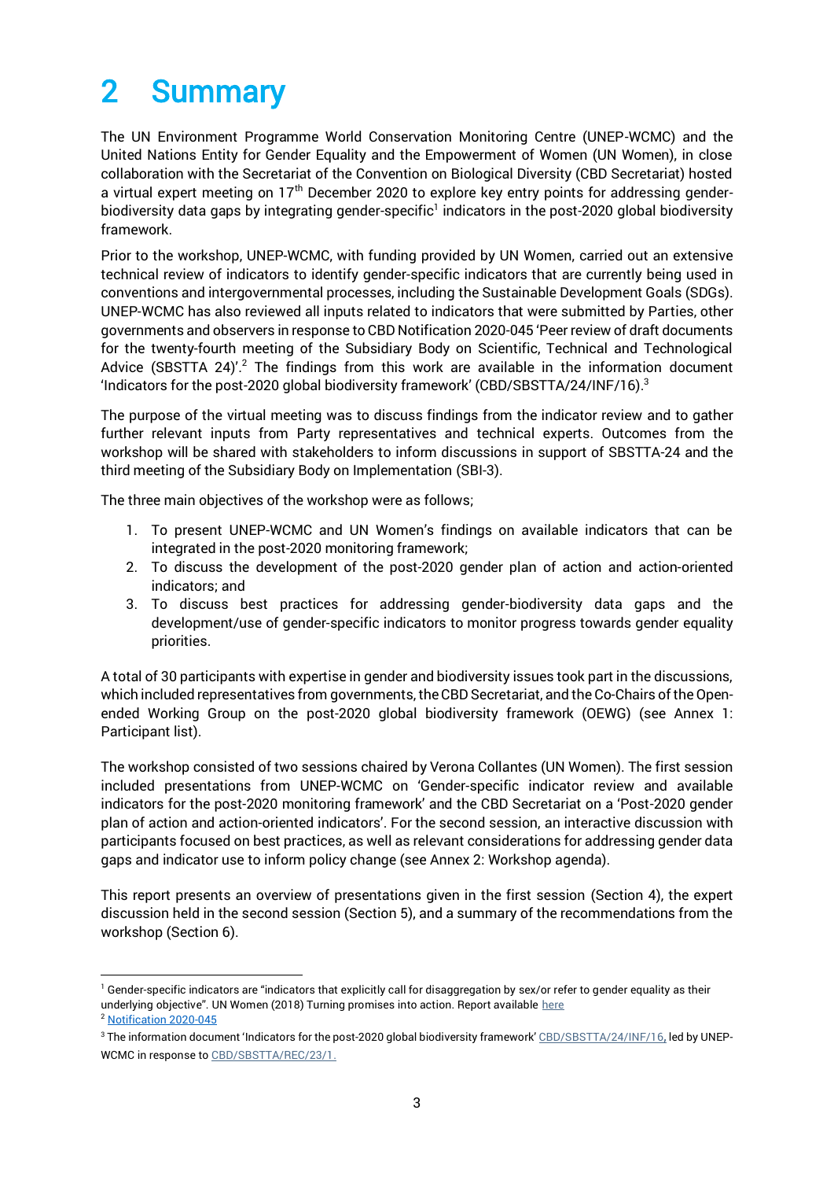# 2 Summary

The UN Environment Programme World Conservation Monitoring Centre (UNEP-WCMC) and the United Nations Entity for Gender Equality and the Empowerment of Women (UN Women), in close collaboration with the Secretariat of the Convention on Biological Diversity (CBD Secretariat) hosted a virtual expert meeting on 17th December 2020 to explore key entry points for addressing gender-biodiversity data gaps by integrating gender-specific[1] indicators in the post-2020 global biodiversity framework.

Prior to the workshop, UNEP-WCMC, with funding provided by UN Women, carried out an extensive technical review of indicators to identify gender-specific indicators that are currently being used in conventions and intergovernmental processes, including the Sustainable Development Goals (SDGs). UNEP-WCMC has also reviewed all inputs related to indicators that were submitted by Parties, other governments and observers in response to CBD Notification 2020-045 'Peer review of draft documents for the twenty-fourth meeting of the Subsidiary Body on Scientific, Technical and Technological Advice (SBSTTA 24)'.[2] The findings from this work are available in the information document 'Indicators for the post-2020 global biodiversity framework' (CBD/SBSTTA/24/INF/16).[3]

The purpose of the virtual meeting was to discuss findings from the indicator review and to gather further relevant inputs from Party representatives and technical experts. Outcomes from the workshop will be shared with stakeholders to inform discussions in support of SBSTTA-24 and the third meeting of the Subsidiary Body on Implementation (SBI-3).

The three main objectives of the workshop were as follows;

1. To present UNEP-WCMC and UN Women's findings on available indicators that can be integrated in the post-2020 monitoring framework;
2. To discuss the development of the post-2020 gender plan of action and action-oriented indicators; and
3. To discuss best practices for addressing gender-biodiversity data gaps and the development/use of gender-specific indicators to monitor progress towards gender equality priorities.

A total of 30 participants with expertise in gender and biodiversity issues took part in the discussions, which included representatives from governments, the CBD Secretariat, and the Co-Chairs of the Open-ended Working Group on the post-2020 global biodiversity framework (OEWG) (see Annex 1: Participant list).

The workshop consisted of two sessions chaired by Verona Collantes (UN Women). The first session included presentations from UNEP-WCMC on 'Gender-specific indicator review and available indicators for the post-2020 monitoring framework' and the CBD Secretariat on a 'Post-2020 gender plan of action and action-oriented indicators'. For the second session, an interactive discussion with participants focused on best practices, as well as relevant considerations for addressing gender data gaps and indicator use to inform policy change (see Annex 2: Workshop agenda).

This report presents an overview of presentations given in the first session (Section 4), the expert discussion held in the second session (Section 5), and a summary of the recommendations from the workshop (Section 6).

---

[1] Gender-specific indicators are "indicators that explicitly call for disaggregation by sex/or refer to gender equality as their underlying objective". UN Women (2018) Turning promises into action. Report available here

[2] Notification 2020-045

[3] The information document 'Indicators for the post-2020 global biodiversity framework' CBD/SBSTTA/24/INF/16, led by UNEP-WCMC in response to CBD/SBSTTA/REC/23/1.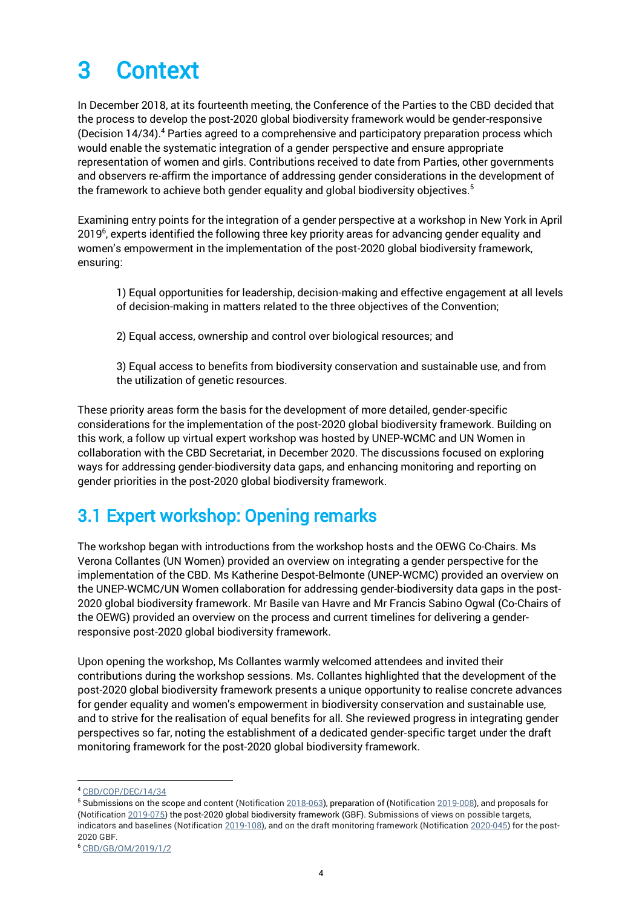# 3 Context

In December 2018, at its fourteenth meeting, the Conference of the Parties to the CBD decided that the process to develop the post-2020 global biodiversity framework would be gender-responsive (Decision 14/34).[4] Parties agreed to a comprehensive and participatory preparation process which would enable the systematic integration of a gender perspective and ensure appropriate representation of women and girls. Contributions received to date from Parties, other governments and observers re-affirm the importance of addressing gender considerations in the development of the framework to achieve both gender equality and global biodiversity objectives.[5]

Examining entry points for the integration of a gender perspective at a workshop in New York in April 2019[6], experts identified the following three key priority areas for advancing gender equality and women's empowerment in the implementation of the post-2020 global biodiversity framework, ensuring:

> 1) Equal opportunities for leadership, decision-making and effective engagement at all levels of decision-making in matters related to the three objectives of the Convention;
>
> 2) Equal access, ownership and control over biological resources; and
>
> 3) Equal access to benefits from biodiversity conservation and sustainable use, and from the utilization of genetic resources.

These priority areas form the basis for the development of more detailed, gender-specific considerations for the implementation of the post-2020 global biodiversity framework. Building on this work, a follow up virtual expert workshop was hosted by UNEP-WCMC and UN Women in collaboration with the CBD Secretariat, in December 2020. The discussions focused on exploring ways for addressing gender-biodiversity data gaps, and enhancing monitoring and reporting on gender priorities in the post-2020 global biodiversity framework.

## 3.1 Expert workshop: Opening remarks

The workshop began with introductions from the workshop hosts and the OEWG Co-Chairs. Ms Verona Collantes (UN Women) provided an overview on integrating a gender perspective for the implementation of the CBD. Ms Katherine Despot-Belmonte (UNEP-WCMC) provided an overview on the UNEP-WCMC/UN Women collaboration for addressing gender-biodiversity data gaps in the post-2020 global biodiversity framework. Mr Basile van Havre and Mr Francis Sabino Ogwal (Co-Chairs of the OEWG) provided an overview on the process and current timelines for delivering a gender-responsive post-2020 global biodiversity framework.

Upon opening the workshop, Ms Collantes warmly welcomed attendees and invited their contributions during the workshop sessions. Ms. Collantes highlighted that the development of the post-2020 global biodiversity framework presents a unique opportunity to realise concrete advances for gender equality and women's empowerment in biodiversity conservation and sustainable use, and to strive for the realisation of equal benefits for all. She reviewed progress in integrating gender perspectives so far, noting the establishment of a dedicated gender-specific target under the draft monitoring framework for the post-2020 global biodiversity framework.

---

[4] CBD/COP/DEC/14/34

[5] Submissions on the scope and content (Notification 2018-063), preparation of (Notification 2019-008), and proposals for (Notification 2019-075) the post-2020 global biodiversity framework (GBF). Submissions of views on possible targets, indicators and baselines (Notification 2019-108), and on the draft monitoring framework (Notification 2020-045) for the post-2020 GBF.

[6] CBD/GB/OM/2019/1/2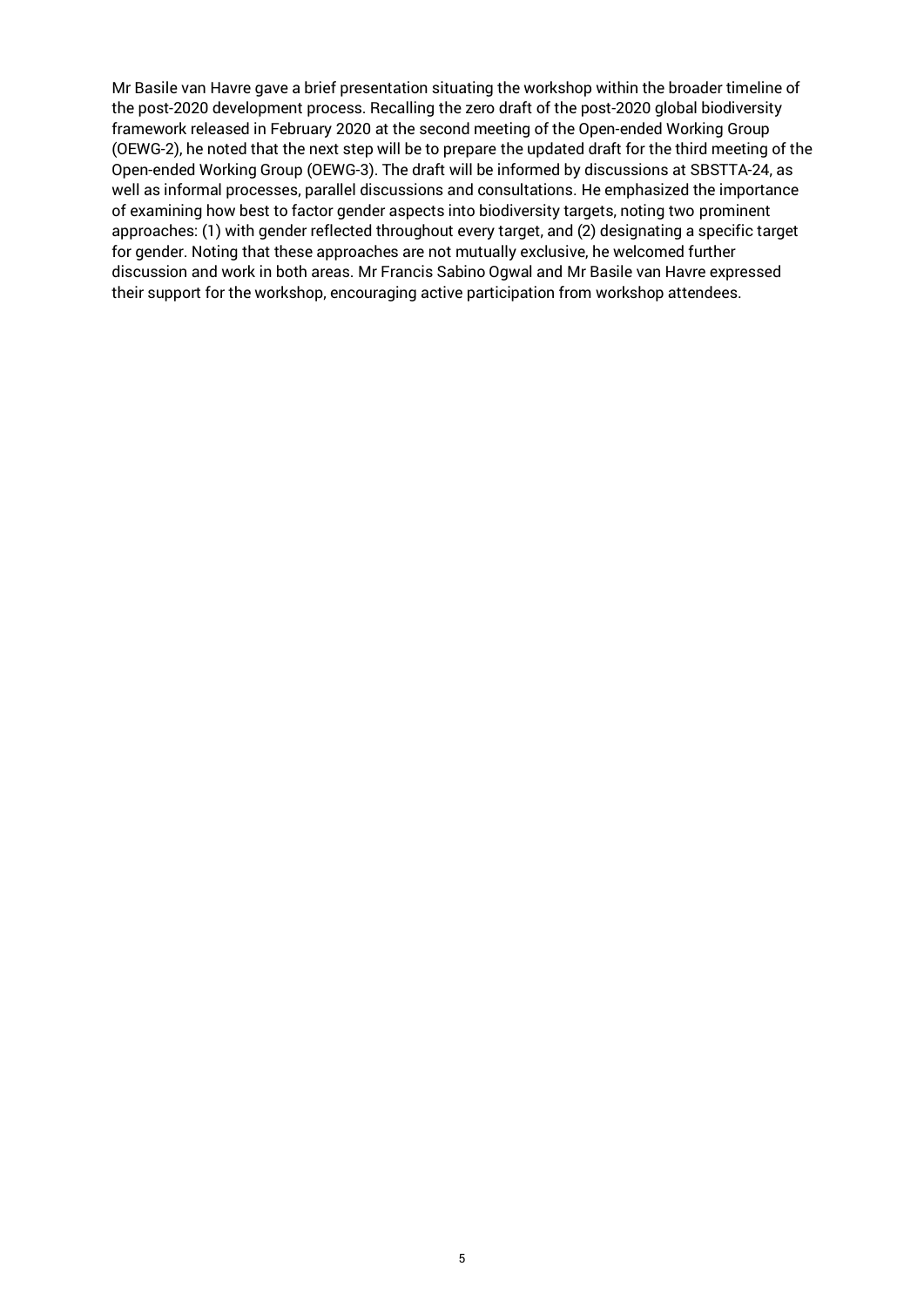Mr Basile van Havre gave a brief presentation situating the workshop within the broader timeline of the post-2020 development process. Recalling the zero draft of the post-2020 global biodiversity framework released in February 2020 at the second meeting of the Open-ended Working Group (OEWG-2), he noted that the next step will be to prepare the updated draft for the third meeting of the Open-ended Working Group (OEWG-3). The draft will be informed by discussions at SBSTTA-24, as well as informal processes, parallel discussions and consultations. He emphasized the importance of examining how best to factor gender aspects into biodiversity targets, noting two prominent approaches: (1) with gender reflected throughout every target, and (2) designating a specific target for gender. Noting that these approaches are not mutually exclusive, he welcomed further discussion and work in both areas. Mr Francis Sabino Ogwal and Mr Basile van Havre expressed their support for the workshop, encouraging active participation from workshop attendees.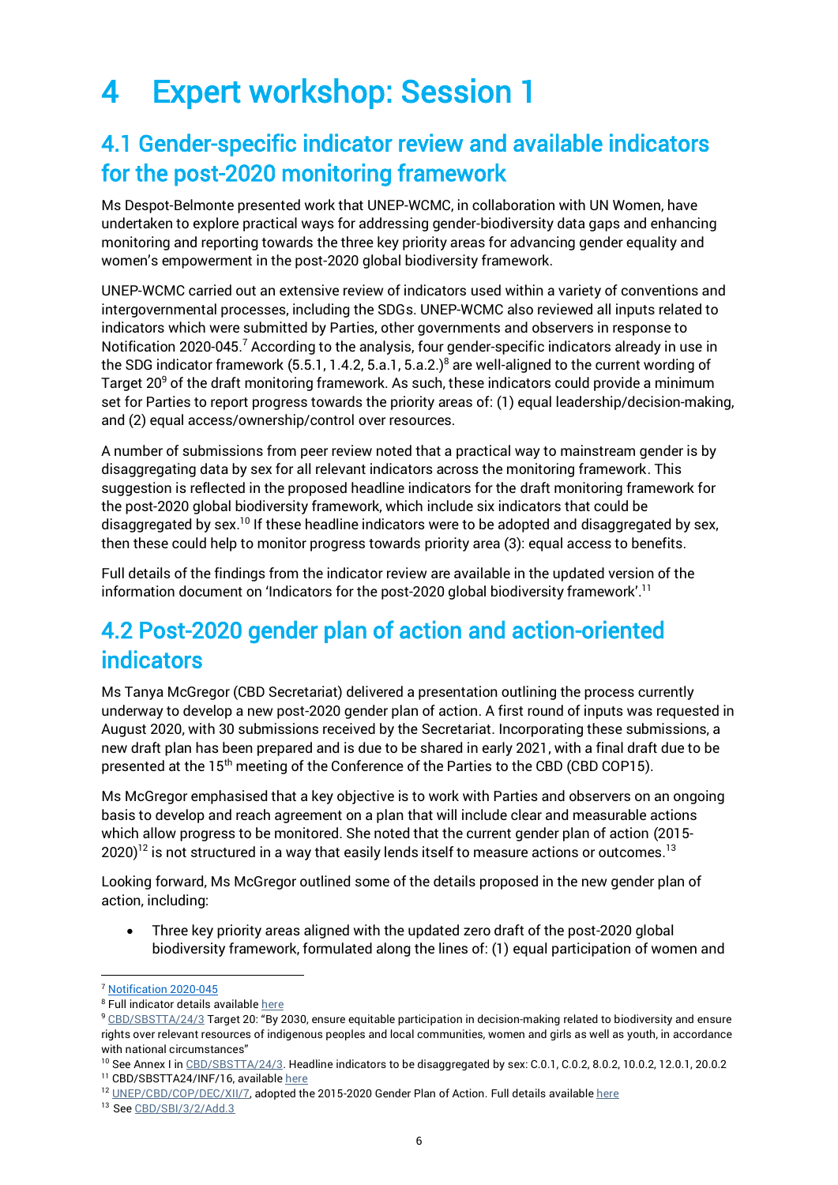# 4 Expert workshop: Session 1

## 4.1 Gender-specific indicator review and available indicators for the post-2020 monitoring framework

Ms Despot-Belmonte presented work that UNEP-WCMC, in collaboration with UN Women, have undertaken to explore practical ways for addressing gender-biodiversity data gaps and enhancing monitoring and reporting towards the three key priority areas for advancing gender equality and women's empowerment in the post-2020 global biodiversity framework.

UNEP-WCMC carried out an extensive review of indicators used within a variety of conventions and intergovernmental processes, including the SDGs. UNEP-WCMC also reviewed all inputs related to indicators which were submitted by Parties, other governments and observers in response to Notification 2020-045.[7] According to the analysis, four gender-specific indicators already in use in the SDG indicator framework (5.5.1, 1.4.2, 5.a.1, 5.a.2.)[8] are well-aligned to the current wording of Target 20[9] of the draft monitoring framework. As such, these indicators could provide a minimum set for Parties to report progress towards the priority areas of: (1) equal leadership/decision-making, and (2) equal access/ownership/control over resources.

A number of submissions from peer review noted that a practical way to mainstream gender is by disaggregating data by sex for all relevant indicators across the monitoring framework. This suggestion is reflected in the proposed headline indicators for the draft monitoring framework for the post-2020 global biodiversity framework, which include six indicators that could be disaggregated by sex.[10] If these headline indicators were to be adopted and disaggregated by sex, then these could help to monitor progress towards priority area (3): equal access to benefits.

Full details of the findings from the indicator review are available in the updated version of the information document on 'Indicators for the post-2020 global biodiversity framework'.[11]

## 4.2 Post-2020 gender plan of action and action-oriented indicators

Ms Tanya McGregor (CBD Secretariat) delivered a presentation outlining the process currently underway to develop a new post-2020 gender plan of action. A first round of inputs was requested in August 2020, with 30 submissions received by the Secretariat. Incorporating these submissions, a new draft plan has been prepared and is due to be shared in early 2021, with a final draft due to be presented at the 15th meeting of the Conference of the Parties to the CBD (CBD COP15).

Ms McGregor emphasised that a key objective is to work with Parties and observers on an ongoing basis to develop and reach agreement on a plan that will include clear and measurable actions which allow progress to be monitored. She noted that the current gender plan of action (2015-2020)[12] is not structured in a way that easily lends itself to measure actions or outcomes.[13]

Looking forward, Ms McGregor outlined some of the details proposed in the new gender plan of action, including:

- Three key priority areas aligned with the updated zero draft of the post-2020 global biodiversity framework, formulated along the lines of: (1) equal participation of women and

---

[7] Notification 2020-045

[8] Full indicator details available here

[9] CBD/SBSTTA/24/3 Target 20: "By 2030, ensure equitable participation in decision-making related to biodiversity and ensure rights over relevant resources of indigenous peoples and local communities, women and girls as well as youth, in accordance with national circumstances"

[10] See Annex I in CBD/SBSTTA/24/3. Headline indicators to be disaggregated by sex: C.0.1, C.0.2, 8.0.2, 10.0.2, 12.0.1, 20.0.2

[11] CBD/SBSTTA24/INF/16, available here

[12] UNEP/CBD/COP/DEC/XII/7, adopted the 2015-2020 Gender Plan of Action. Full details available here

[13] See CBD/SBI/3/2/Add.3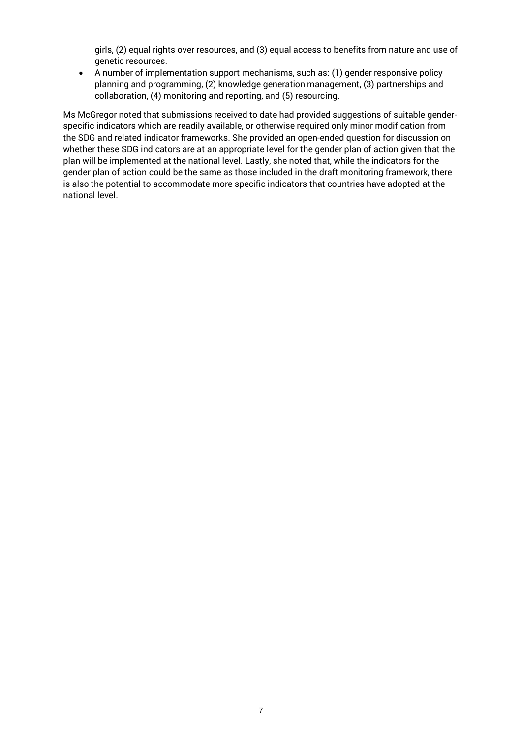girls, (2) equal rights over resources, and (3) equal access to benefits from nature and use of genetic resources.

- A number of implementation support mechanisms, such as: (1) gender responsive policy planning and programming, (2) knowledge generation management, (3) partnerships and collaboration, (4) monitoring and reporting, and (5) resourcing.

Ms McGregor noted that submissions received to date had provided suggestions of suitable gender-specific indicators which are readily available, or otherwise required only minor modification from the SDG and related indicator frameworks. She provided an open-ended question for discussion on whether these SDG indicators are at an appropriate level for the gender plan of action given that the plan will be implemented at the national level. Lastly, she noted that, while the indicators for the gender plan of action could be the same as those included in the draft monitoring framework, there is also the potential to accommodate more specific indicators that countries have adopted at the national level.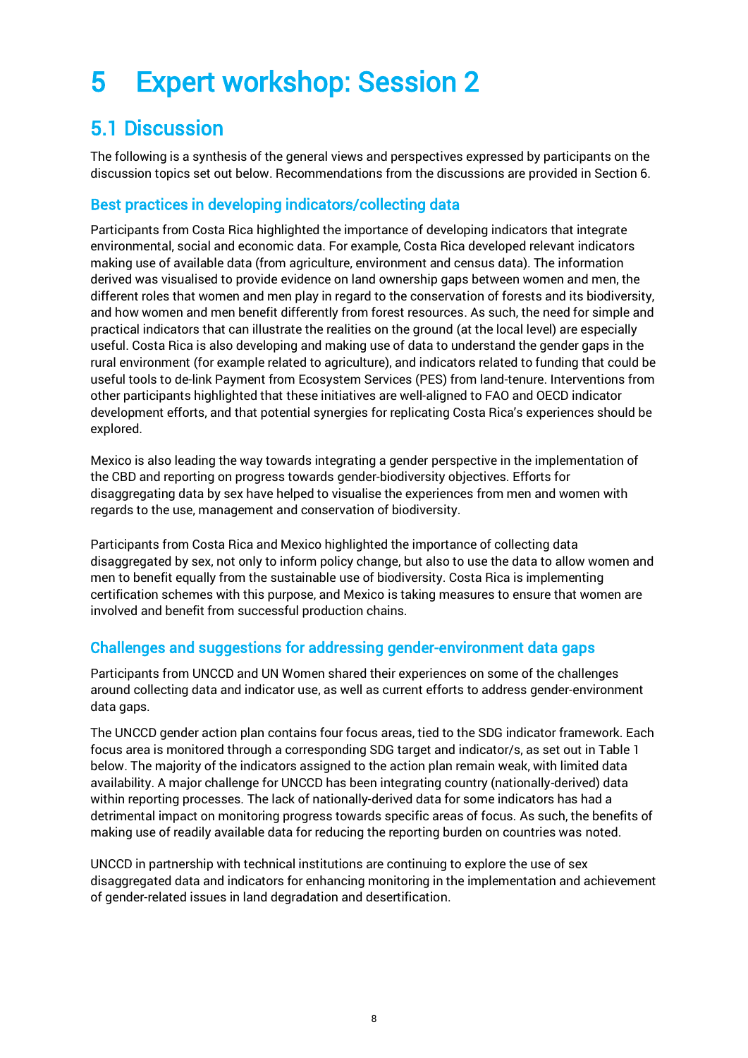# 5 Expert workshop: Session 2

## 5.1 Discussion

The following is a synthesis of the general views and perspectives expressed by participants on the discussion topics set out below. Recommendations from the discussions are provided in Section 6.

### Best practices in developing indicators/collecting data

Participants from Costa Rica highlighted the importance of developing indicators that integrate environmental, social and economic data. For example, Costa Rica developed relevant indicators making use of available data (from agriculture, environment and census data). The information derived was visualised to provide evidence on land ownership gaps between women and men, the different roles that women and men play in regard to the conservation of forests and its biodiversity, and how women and men benefit differently from forest resources. As such, the need for simple and practical indicators that can illustrate the realities on the ground (at the local level) are especially useful. Costa Rica is also developing and making use of data to understand the gender gaps in the rural environment (for example related to agriculture), and indicators related to funding that could be useful tools to de-link Payment from Ecosystem Services (PES) from land-tenure. Interventions from other participants highlighted that these initiatives are well-aligned to FAO and OECD indicator development efforts, and that potential synergies for replicating Costa Rica's experiences should be explored.

Mexico is also leading the way towards integrating a gender perspective in the implementation of the CBD and reporting on progress towards gender-biodiversity objectives. Efforts for disaggregating data by sex have helped to visualise the experiences from men and women with regards to the use, management and conservation of biodiversity.

Participants from Costa Rica and Mexico highlighted the importance of collecting data disaggregated by sex, not only to inform policy change, but also to use the data to allow women and men to benefit equally from the sustainable use of biodiversity. Costa Rica is implementing certification schemes with this purpose, and Mexico is taking measures to ensure that women are involved and benefit from successful production chains.

### Challenges and suggestions for addressing gender-environment data gaps

Participants from UNCCD and UN Women shared their experiences on some of the challenges around collecting data and indicator use, as well as current efforts to address gender-environment data gaps.

The UNCCD gender action plan contains four focus areas, tied to the SDG indicator framework. Each focus area is monitored through a corresponding SDG target and indicator/s, as set out in Table 1 below. The majority of the indicators assigned to the action plan remain weak, with limited data availability. A major challenge for UNCCD has been integrating country (nationally-derived) data within reporting processes. The lack of nationally-derived data for some indicators has had a detrimental impact on monitoring progress towards specific areas of focus. As such, the benefits of making use of readily available data for reducing the reporting burden on countries was noted.

UNCCD in partnership with technical institutions are continuing to explore the use of sex disaggregated data and indicators for enhancing monitoring in the implementation and achievement of gender-related issues in land degradation and desertification.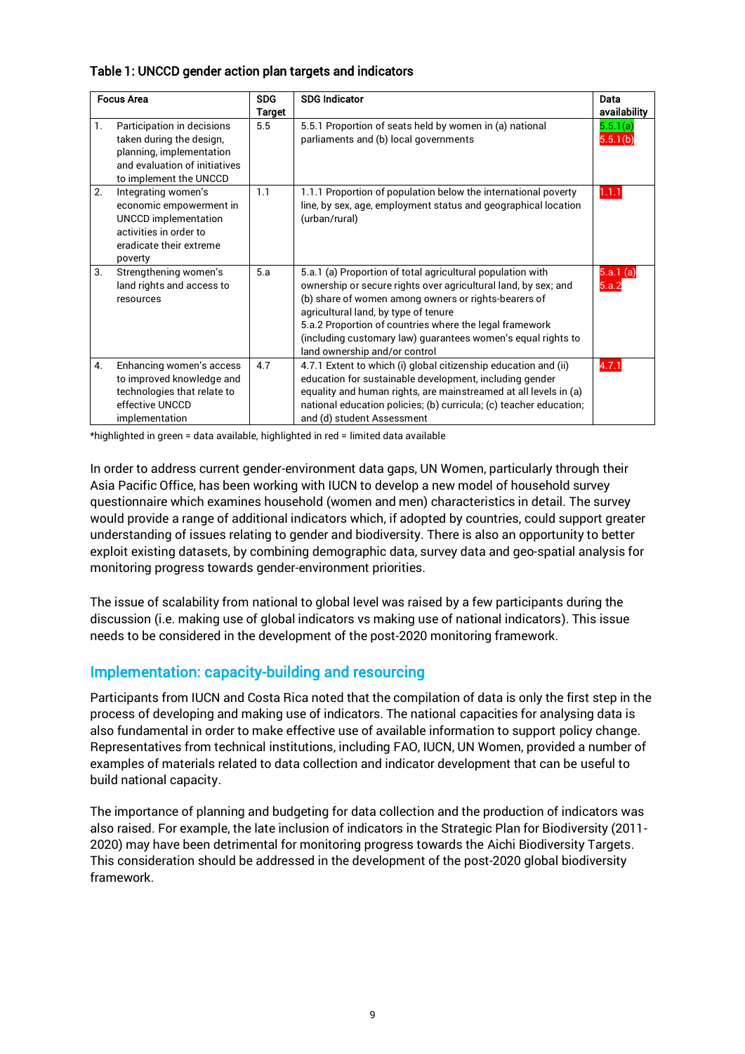**Table 1: UNCCD gender action plan targets and indicators**

| Focus Area | SDG Target | SDG Indicator | Data availability |
|---|---|---|---|
| 1. Participation in decisions taken during the design, planning, implementation and evaluation of initiatives to implement the UNCCD | 5.5 | 5.5.1 Proportion of seats held by women in (a) national parliaments and (b) local governments | 5.5.1(a) 5.5.1(b) |
| 2. Integrating women's economic empowerment in UNCCD implementation activities in order to eradicate their extreme poverty | 1.1 | 1.1.1 Proportion of population below the international poverty line, by sex, age, employment status and geographical location (urban/rural) | 1.1.1 |
| 3. Strengthening women's land rights and access to resources | 5.a | 5.a.1 (a) Proportion of total agricultural population with ownership or secure rights over agricultural land, by sex; and (b) share of women among owners or rights-bearers of agricultural land, by type of tenure<br>5.a.2 Proportion of countries where the legal framework (including customary law) guarantees women's equal rights to land ownership and/or control | 5.a.1 (a) 5.a.2 |
| 4. Enhancing women's access to improved knowledge and technologies that relate to effective UNCCD implementation | 4.7 | 4.7.1 Extent to which (i) global citizenship education and (ii) education for sustainable development, including gender equality and human rights, are mainstreamed at all levels in (a) national education policies; (b) curricula; (c) teacher education; and (d) student Assessment | 4.7.1 |

*highlighted in green = data available, highlighted in red = limited data available

In order to address current gender-environment data gaps, UN Women, particularly through their Asia Pacific Office, has been working with IUCN to develop a new model of household survey questionnaire which examines household (women and men) characteristics in detail. The survey would provide a range of additional indicators which, if adopted by countries, could support greater understanding of issues relating to gender and biodiversity. There is also an opportunity to better exploit existing datasets, by combining demographic data, survey data and geo-spatial analysis for monitoring progress towards gender-environment priorities.

The issue of scalability from national to global level was raised by a few participants during the discussion (i.e. making use of global indicators vs making use of national indicators). This issue needs to be considered in the development of the post-2020 monitoring framework.

## Implementation: capacity-building and resourcing

Participants from IUCN and Costa Rica noted that the compilation of data is only the first step in the process of developing and making use of indicators. The national capacities for analysing data is also fundamental in order to make effective use of available information to support policy change. Representatives from technical institutions, including FAO, IUCN, UN Women, provided a number of examples of materials related to data collection and indicator development that can be useful to build national capacity.

The importance of planning and budgeting for data collection and the production of indicators was also raised. For example, the late inclusion of indicators in the Strategic Plan for Biodiversity (2011-2020) may have been detrimental for monitoring progress towards the Aichi Biodiversity Targets. This consideration should be addressed in the development of the post-2020 global biodiversity framework.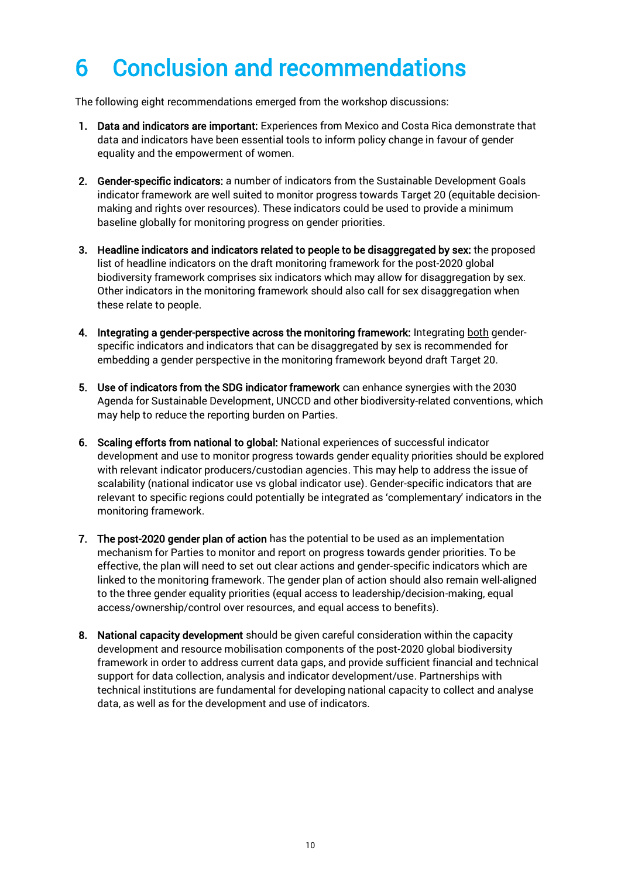# 6 Conclusion and recommendations

The following eight recommendations emerged from the workshop discussions:

1. **Data and indicators are important:** Experiences from Mexico and Costa Rica demonstrate that data and indicators have been essential tools to inform policy change in favour of gender equality and the empowerment of women.

2. **Gender-specific indicators:** a number of indicators from the Sustainable Development Goals indicator framework are well suited to monitor progress towards Target 20 (equitable decision-making and rights over resources). These indicators could be used to provide a minimum baseline globally for monitoring progress on gender priorities.

3. **Headline indicators and indicators related to people to be disaggregated by sex:** the proposed list of headline indicators on the draft monitoring framework for the post-2020 global biodiversity framework comprises six indicators which may allow for disaggregation by sex. Other indicators in the monitoring framework should also call for sex disaggregation when these relate to people.

4. **Integrating a gender-perspective across the monitoring framework:** Integrating <u>both</u> gender-specific indicators and indicators that can be disaggregated by sex is recommended for embedding a gender perspective in the monitoring framework beyond draft Target 20.

5. **Use of indicators from the SDG indicator framework** can enhance synergies with the 2030 Agenda for Sustainable Development, UNCCD and other biodiversity-related conventions, which may help to reduce the reporting burden on Parties.

6. **Scaling efforts from national to global:** National experiences of successful indicator development and use to monitor progress towards gender equality priorities should be explored with relevant indicator producers/custodian agencies. This may help to address the issue of scalability (national indicator use vs global indicator use). Gender-specific indicators that are relevant to specific regions could potentially be integrated as 'complementary' indicators in the monitoring framework.

7. **The post-2020 gender plan of action** has the potential to be used as an implementation mechanism for Parties to monitor and report on progress towards gender priorities. To be effective, the plan will need to set out clear actions and gender-specific indicators which are linked to the monitoring framework. The gender plan of action should also remain well-aligned to the three gender equality priorities (equal access to leadership/decision-making, equal access/ownership/control over resources, and equal access to benefits).

8. **National capacity development** should be given careful consideration within the capacity development and resource mobilisation components of the post-2020 global biodiversity framework in order to address current data gaps, and provide sufficient financial and technical support for data collection, analysis and indicator development/use. Partnerships with technical institutions are fundamental for developing national capacity to collect and analyse data, as well as for the development and use of indicators.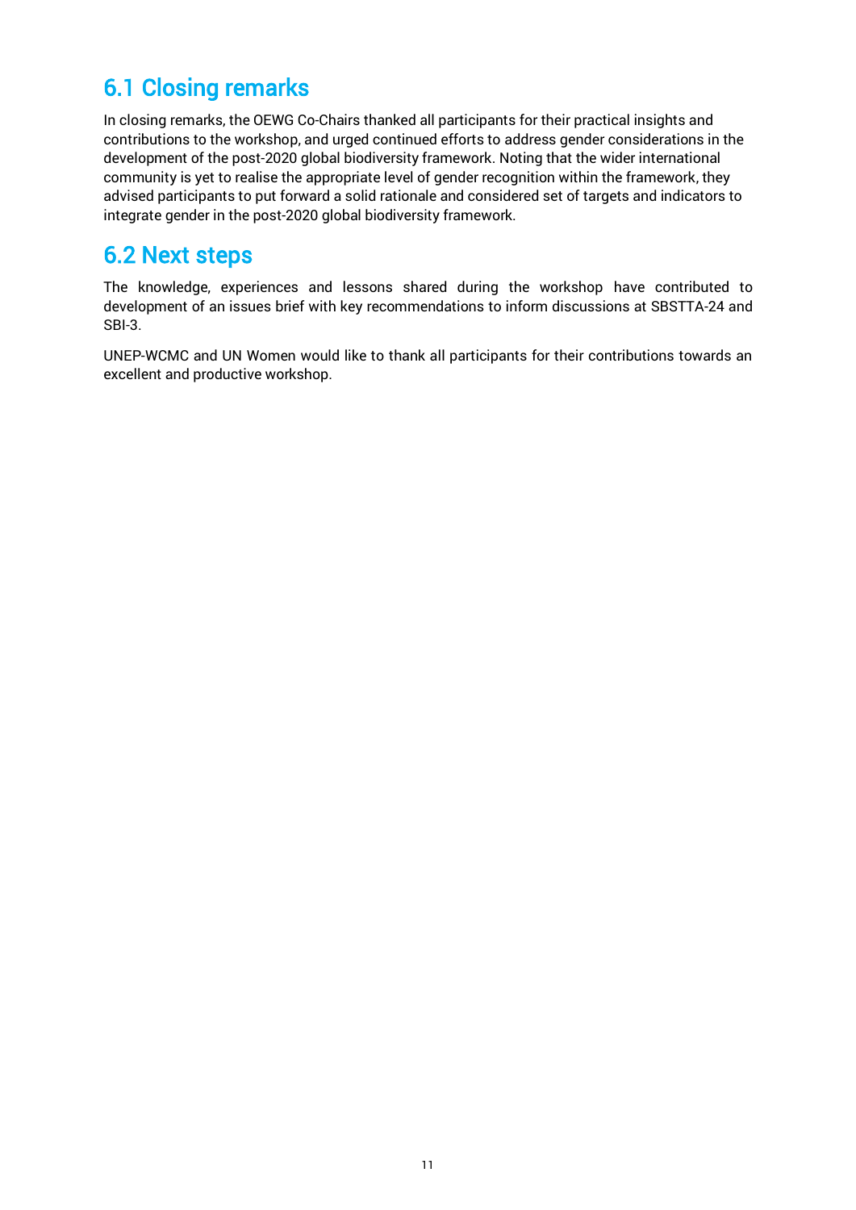## 6.1 Closing remarks

In closing remarks, the OEWG Co-Chairs thanked all participants for their practical insights and contributions to the workshop, and urged continued efforts to address gender considerations in the development of the post-2020 global biodiversity framework. Noting that the wider international community is yet to realise the appropriate level of gender recognition within the framework, they advised participants to put forward a solid rationale and considered set of targets and indicators to integrate gender in the post-2020 global biodiversity framework.

## 6.2 Next steps

The knowledge, experiences and lessons shared during the workshop have contributed to development of an issues brief with key recommendations to inform discussions at SBSTTA-24 and SBI-3.

UNEP-WCMC and UN Women would like to thank all participants for their contributions towards an excellent and productive workshop.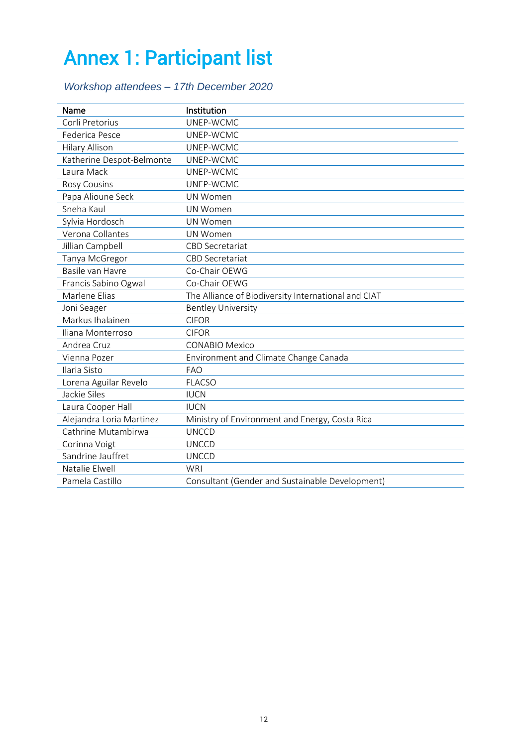# Annex 1: Participant list

*Workshop attendees – 17th December 2020*

| Name | Institution |
|---|---|
| Corli Pretorius | UNEP-WCMC |
| Federica Pesce | UNEP-WCMC |
| Hilary Allison | UNEP-WCMC |
| Katherine Despot-Belmonte | UNEP-WCMC |
| Laura Mack | UNEP-WCMC |
| Rosy Cousins | UNEP-WCMC |
| Papa Alioune Seck | UN Women |
| Sneha Kaul | UN Women |
| Sylvia Hordosch | UN Women |
| Verona Collantes | UN Women |
| Jillian Campbell | CBD Secretariat |
| Tanya McGregor | CBD Secretariat |
| Basile van Havre | Co-Chair OEWG |
| Francis Sabino Ogwal | Co-Chair OEWG |
| Marlene Elias | The Alliance of Biodiversity International and CIAT |
| Joni Seager | Bentley University |
| Markus Ihalainen | CIFOR |
| Iliana Monterroso | CIFOR |
| Andrea Cruz | CONABIO Mexico |
| Vienna Pozer | Environment and Climate Change Canada |
| Ilaria Sisto | FAO |
| Lorena Aguilar Revelo | FLACSO |
| Jackie Siles | IUCN |
| Laura Cooper Hall | IUCN |
| Alejandra Loria Martinez | Ministry of Environment and Energy, Costa Rica |
| Cathrine Mutambirwa | UNCCD |
| Corinna Voigt | UNCCD |
| Sandrine Jauffret | UNCCD |
| Natalie Elwell | WRI |
| Pamela Castillo | Consultant (Gender and Sustainable Development) |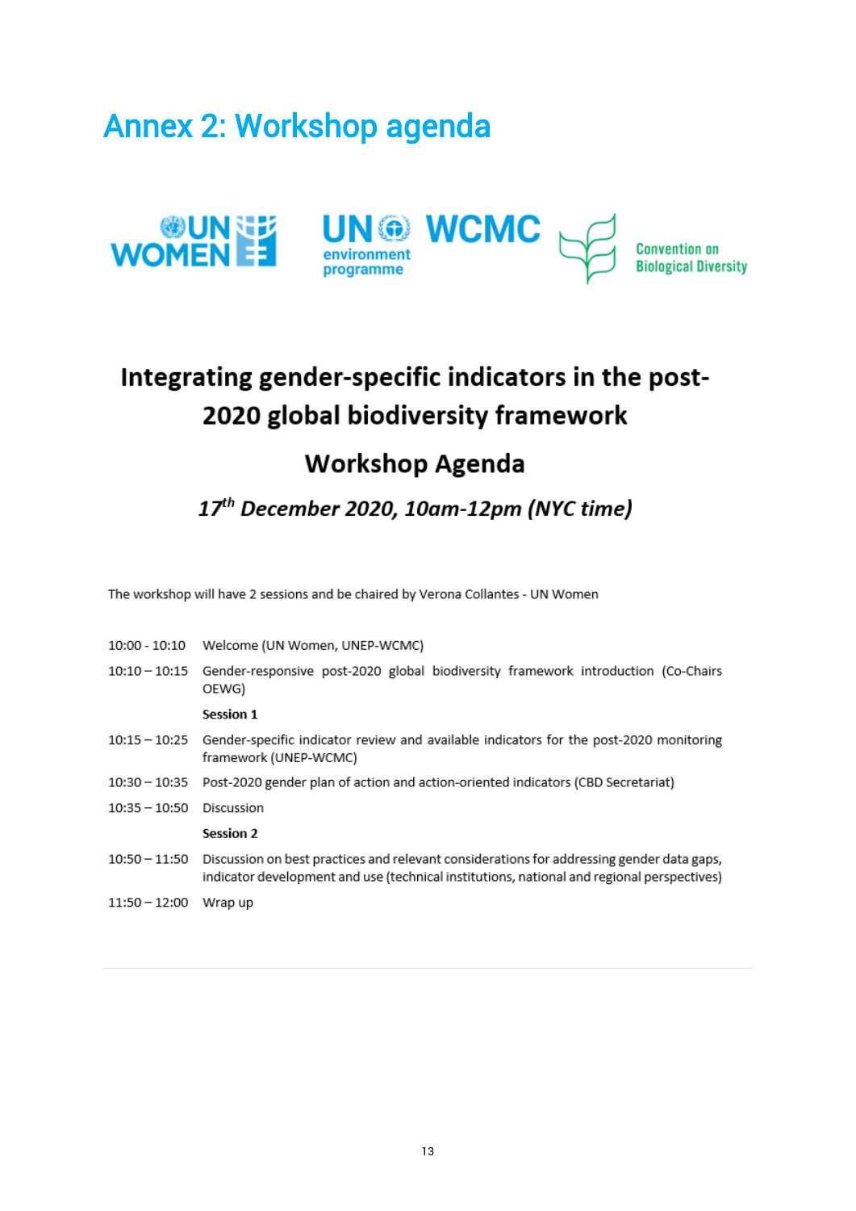# Annex 2: Workshop agenda

## Integrating gender-specific indicators in the post-2020 global biodiversity framework

## Workshop Agenda

***17th December 2020, 10am-12pm (NYC time)***

The workshop will have 2 sessions and be chaired by Verona Collantes - UN Women

| | |
|---|---|
| 10:00 - 10:10 | Welcome (UN Women, UNEP-WCMC) |
| 10:10 – 10:15 | Gender-responsive post-2020 global biodiversity framework introduction (Co-Chairs OEWG) |
| | **Session 1** |
| 10:15 – 10:25 | Gender-specific indicator review and available indicators for the post-2020 monitoring framework (UNEP-WCMC) |
| 10:30 – 10:35 | Post-2020 gender plan of action and action-oriented indicators (CBD Secretariat) |
| 10:35 – 10:50 | Discussion |
| | **Session 2** |
| 10:50 – 11:50 | Discussion on best practices and relevant considerations for addressing gender data gaps, indicator development and use (technical institutions, national and regional perspectives) |
| 11:50 – 12:00 | Wrap up |